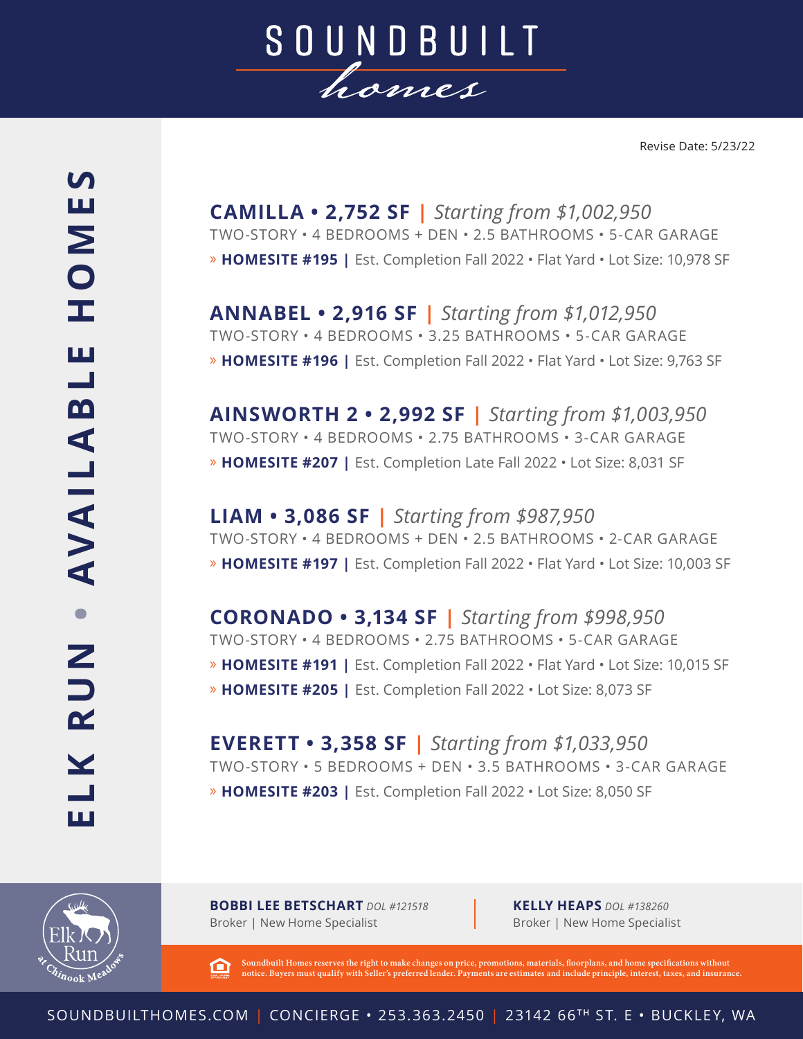# SOUNDBUILT homes

## ELK RUN • AVAILABLE HOMES

Revise Date: 5/23/22

**CAMILLA • 2,752 SF** | *Starting from $1,002,950*
TWO-STORY • 4 BEDROOMS + DEN • 2.5 BATHROOMS • 5-CAR GARAGE
» **HOMESITE #195** | Est. Completion Fall 2022 • Flat Yard • Lot Size: 10,978 SF

**ANNABEL • 2,916 SF** | *Starting from $1,012,950*
TWO-STORY • 4 BEDROOMS • 3.25 BATHROOMS • 5-CAR GARAGE
» **HOMESITE #196** | Est. Completion Fall 2022 • Flat Yard • Lot Size: 9,763 SF

**AINSWORTH 2 • 2,992 SF** | *Starting from $1,003,950*
TWO-STORY • 4 BEDROOMS • 2.75 BATHROOMS • 3-CAR GARAGE
» **HOMESITE #207** | Est. Completion Late Fall 2022 • Lot Size: 8,031 SF

**LIAM • 3,086 SF** | *Starting from $987,950*
TWO-STORY • 4 BEDROOMS + DEN • 2.5 BATHROOMS • 2-CAR GARAGE
» **HOMESITE #197** | Est. Completion Fall 2022 • Flat Yard • Lot Size: 10,003 SF

**CORONADO • 3,134 SF** | *Starting from $998,950*
TWO-STORY • 4 BEDROOMS • 2.75 BATHROOMS • 5-CAR GARAGE
» **HOMESITE #191** | Est. Completion Fall 2022 • Flat Yard • Lot Size: 10,015 SF
» **HOMESITE #205** | Est. Completion Fall 2022 • Lot Size: 8,073 SF

**EVERETT • 3,358 SF** | *Starting from $1,033,950*
TWO-STORY • 5 BEDROOMS + DEN • 3.5 BATHROOMS • 3-CAR GARAGE
» **HOMESITE #203** | Est. Completion Fall 2022 • Lot Size: 8,050 SF

Elk Run at Chinook Meadows

**BOBBI LEE BETSCHART** *DOL #121518*
Broker | New Home Specialist

**KELLY HEAPS** *DOL #138260*
Broker | New Home Specialist

Soundbuilt Homes reserves the right to make changes on price, promotions, materials, floorplans, and home specifications without notice. Buyers must qualify with Seller's preferred lender. Payments are estimates and include principle, interest, taxes, and insurance.

SOUNDBUILTHOMES.COM | CONCIERGE • 253.363.2450 | 23142 66TH ST. E • BUCKLEY, WA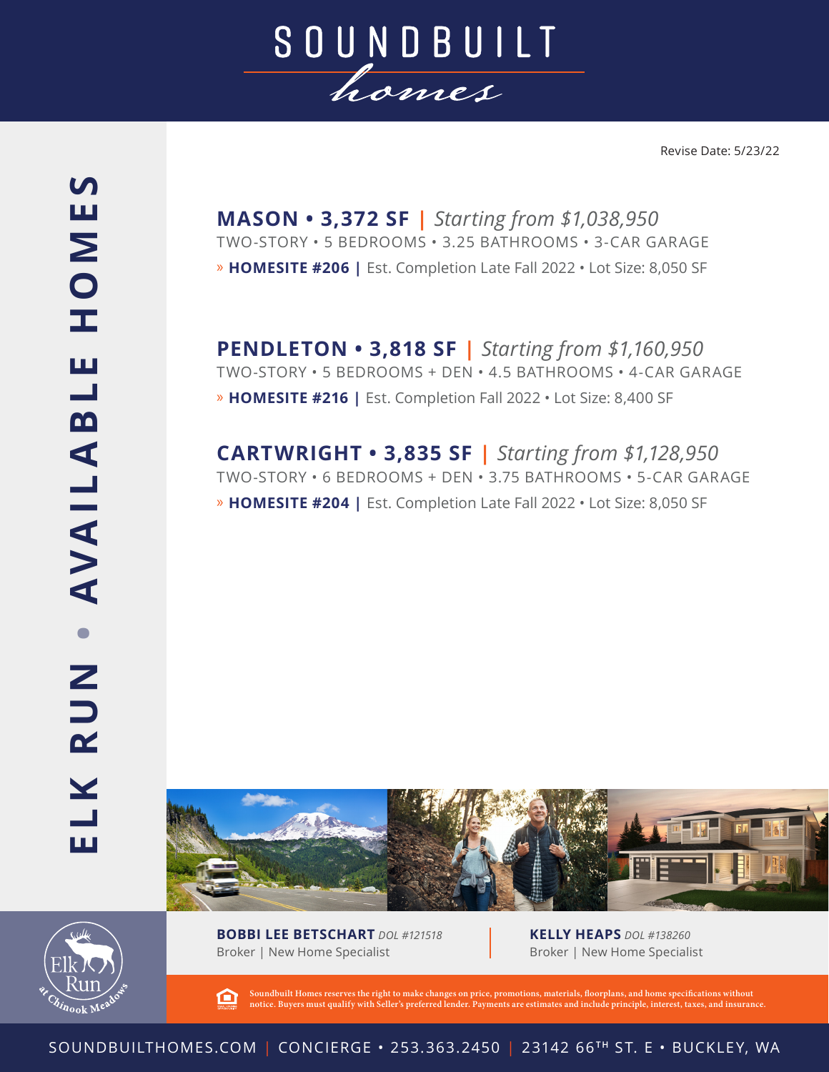# SOUNDBUILT homes

Revise Date: 5/23/22

# ELK RUN • AVAILABLE HOMES

## MASON • 3,372 SF | *Starting from $1,038,950*

TWO-STORY • 5 BEDROOMS • 3.25 BATHROOMS • 3-CAR GARAGE

» **HOMESITE #206 |** Est. Completion Late Fall 2022 • Lot Size: 8,050 SF

## PENDLETON • 3,818 SF | *Starting from $1,160,950*

TWO-STORY • 5 BEDROOMS + DEN • 4.5 BATHROOMS • 4-CAR GARAGE

» **HOMESITE #216 |** Est. Completion Fall 2022 • Lot Size: 8,400 SF

## CARTWRIGHT • 3,835 SF | *Starting from $1,128,950*

TWO-STORY • 6 BEDROOMS + DEN • 3.75 BATHROOMS • 5-CAR GARAGE

» **HOMESITE #204 |** Est. Completion Late Fall 2022 • Lot Size: 8,050 SF

Elk Run at Chinook Meadows

**BOBBI LEE BETSCHART** *DOL #121518*
Broker | New Home Specialist

**KELLY HEAPS** *DOL #138260*
Broker | New Home Specialist

Soundbuilt Homes reserves the right to make changes on price, promotions, materials, floorplans, and home specifications without notice. Buyers must qualify with Seller's preferred lender. Payments are estimates and include principle, interest, taxes, and insurance.

SOUNDBUILTHOMES.COM | CONCIERGE • 253.363.2450 | 23142 66TH ST. E • BUCKLEY, WA